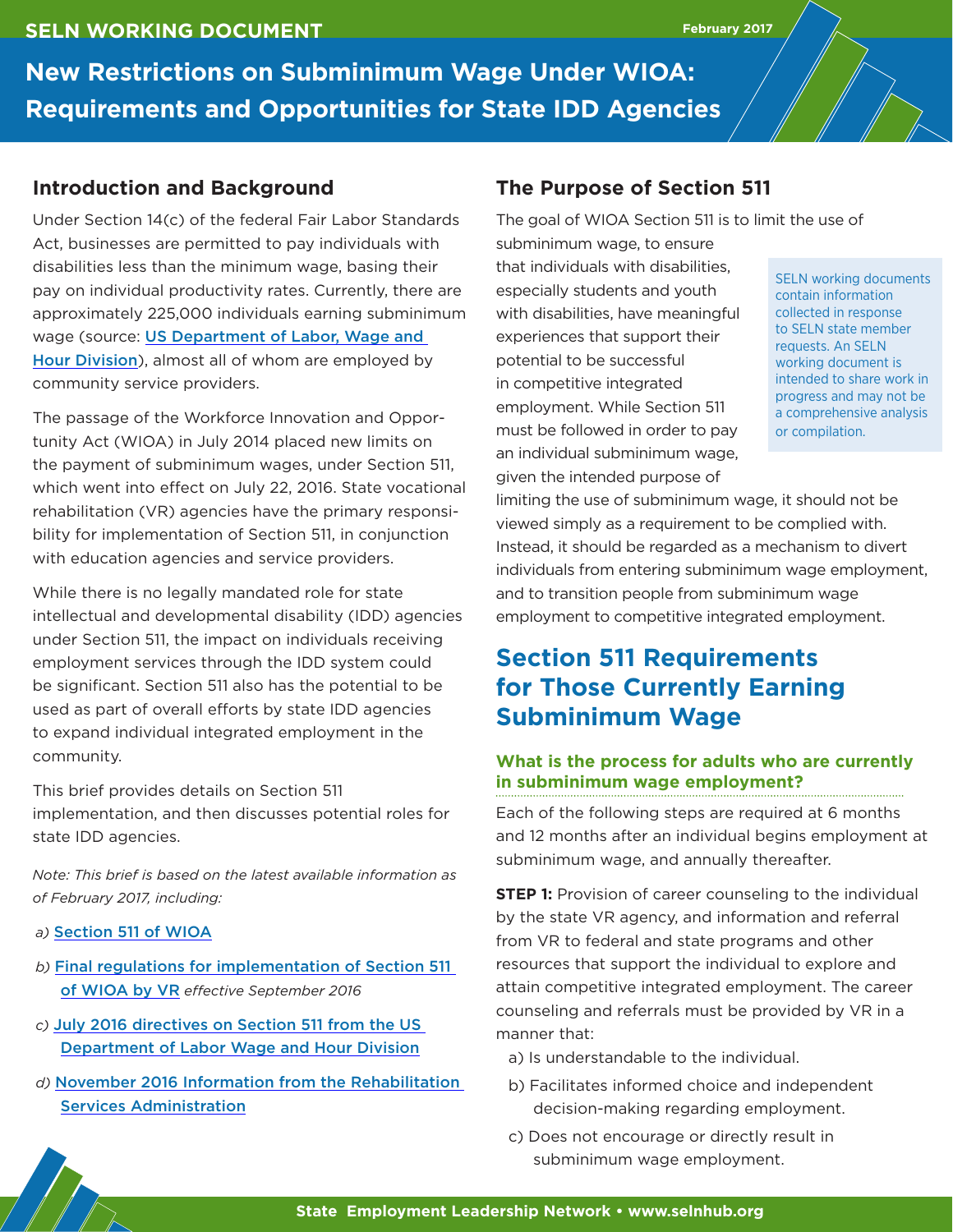SELN WORKING DOCUMENT

February 2017

# New Restrictions on Subminimum Wage Under WIOA: Requirements and Opportunities for State IDD Agencies

## Introduction and Background

Under Section 14(c) of the federal Fair Labor Standards Act, businesses are permitted to pay individuals with disabilities less than the minimum wage, basing their pay on individual productivity rates. Currently, there are approximately 225,000 individuals earning subminimum wage (source: US Department of Labor, Wage and Hour Division), almost all of whom are employed by community service providers.

The passage of the Workforce Innovation and Opportunity Act (WIOA) in July 2014 placed new limits on the payment of subminimum wages, under Section 511, which went into effect on July 22, 2016. State vocational rehabilitation (VR) agencies have the primary responsibility for implementation of Section 511, in conjunction with education agencies and service providers.

While there is no legally mandated role for state intellectual and developmental disability (IDD) agencies under Section 511, the impact on individuals receiving employment services through the IDD system could be significant. Section 511 also has the potential to be used as part of overall efforts by state IDD agencies to expand individual integrated employment in the community.

This brief provides details on Section 511 implementation, and then discusses potential roles for state IDD agencies.

*Note: This brief is based on the latest available information as of February 2017, including:*

a) Section 511 of WIOA

b) Final regulations for implementation of Section 511 of WIOA by VR *effective September 2016*

c) July 2016 directives on Section 511 from the US Department of Labor Wage and Hour Division

d) November 2016 Information from the Rehabilitation Services Administration

## The Purpose of Section 511

The goal of WIOA Section 511 is to limit the use of subminimum wage, to ensure that individuals with disabilities, especially students and youth with disabilities, have meaningful experiences that support their potential to be successful in competitive integrated employment. While Section 511 must be followed in order to pay an individual subminimum wage, given the intended purpose of limiting the use of subminimum wage, it should not be viewed simply as a requirement to be complied with. Instead, it should be regarded as a mechanism to divert individuals from entering subminimum wage employment, and to transition people from subminimum wage employment to competitive integrated employment.

SELN working documents contain information collected in response to SELN state member requests. An SELN working document is intended to share work in progress and may not be a comprehensive analysis or compilation.

## Section 511 Requirements for Those Currently Earning Subminimum Wage

### What is the process for adults who are currently in subminimum wage employment?

Each of the following steps are required at 6 months and 12 months after an individual begins employment at subminimum wage, and annually thereafter.

**STEP 1:** Provision of career counseling to the individual by the state VR agency, and information and referral from VR to federal and state programs and other resources that support the individual to explore and attain competitive integrated employment. The career counseling and referrals must be provided by VR in a manner that:

a) Is understandable to the individual.

b) Facilitates informed choice and independent decision-making regarding employment.

c) Does not encourage or directly result in subminimum wage employment.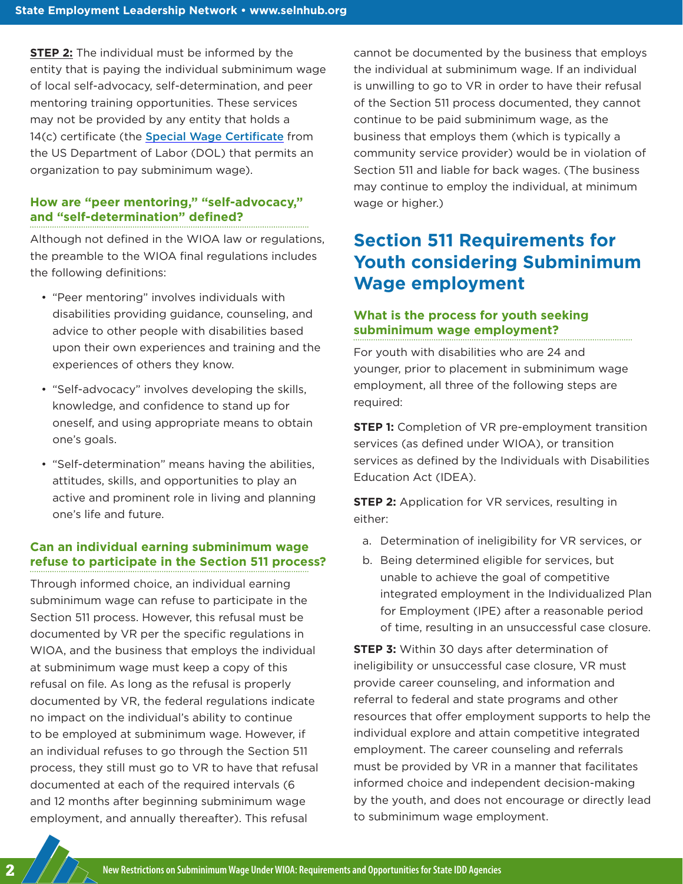**STEP 2:** The individual must be informed by the entity that is paying the individual subminimum wage of local self-advocacy, self-determination, and peer mentoring training opportunities. These services may not be provided by any entity that holds a 14(c) certificate (the [Special Wage Certificate](#) from the US Department of Labor (DOL) that permits an organization to pay subminimum wage).

### How are "peer mentoring," "self-advocacy," and "self-determination" defined?

Although not defined in the WIOA law or regulations, the preamble to the WIOA final regulations includes the following definitions:

- "Peer mentoring" involves individuals with disabilities providing guidance, counseling, and advice to other people with disabilities based upon their own experiences and training and the experiences of others they know.
- "Self-advocacy" involves developing the skills, knowledge, and confidence to stand up for oneself, and using appropriate means to obtain one's goals.
- "Self-determination" means having the abilities, attitudes, skills, and opportunities to play an active and prominent role in living and planning one's life and future.

### Can an individual earning subminimum wage refuse to participate in the Section 511 process?

Through informed choice, an individual earning subminimum wage can refuse to participate in the Section 511 process. However, this refusal must be documented by VR per the specific regulations in WIOA, and the business that employs the individual at subminimum wage must keep a copy of this refusal on file. As long as the refusal is properly documented by VR, the federal regulations indicate no impact on the individual's ability to continue to be employed at subminimum wage. However, if an individual refuses to go through the Section 511 process, they still must go to VR to have that refusal documented at each of the required intervals (6 and 12 months after beginning subminimum wage employment, and annually thereafter). This refusal cannot be documented by the business that employs the individual at subminimum wage. If an individual is unwilling to go to VR in order to have their refusal of the Section 511 process documented, they cannot continue to be paid subminimum wage, as the business that employs them (which is typically a community service provider) would be in violation of Section 511 and liable for back wages. (The business may continue to employ the individual, at minimum wage or higher.)

## Section 511 Requirements for Youth considering Subminimum Wage employment

### What is the process for youth seeking subminimum wage employment?

For youth with disabilities who are 24 and younger, prior to placement in subminimum wage employment, all three of the following steps are required:

**STEP 1:** Completion of VR pre-employment transition services (as defined under WIOA), or transition services as defined by the Individuals with Disabilities Education Act (IDEA).

**STEP 2:** Application for VR services, resulting in either:

a. Determination of ineligibility for VR services, or
b. Being determined eligible for services, but unable to achieve the goal of competitive integrated employment in the Individualized Plan for Employment (IPE) after a reasonable period of time, resulting in an unsuccessful case closure.

**STEP 3:** Within 30 days after determination of ineligibility or unsuccessful case closure, VR must provide career counseling, and information and referral to federal and state programs and other resources that offer employment supports to help the individual explore and attain competitive integrated employment. The career counseling and referrals must be provided by VR in a manner that facilitates informed choice and independent decision-making by the youth, and does not encourage or directly lead to subminimum wage employment.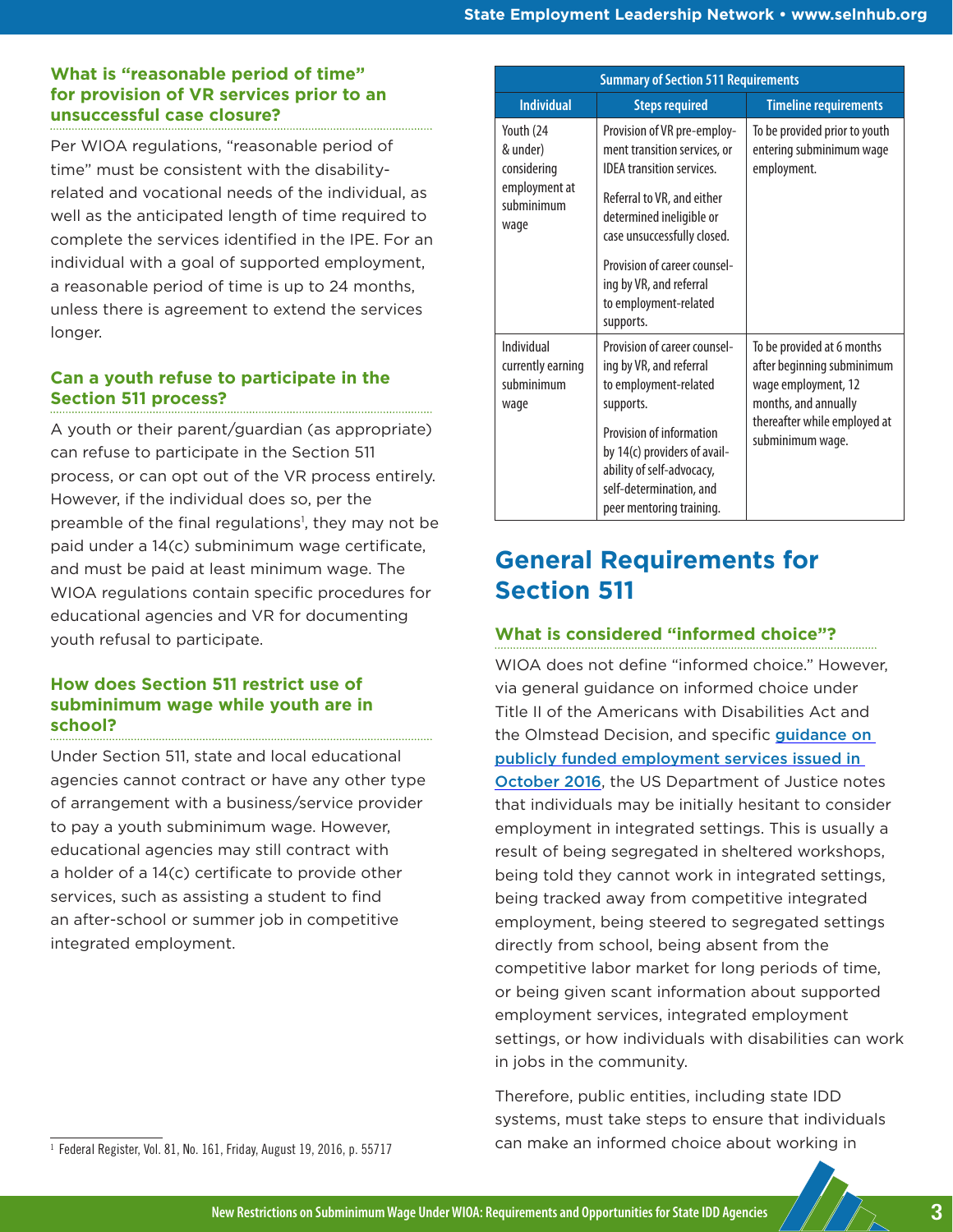### What is "reasonable period of time" for provision of VR services prior to an unsuccessful case closure?

Per WIOA regulations, "reasonable period of time" must be consistent with the disability-related and vocational needs of the individual, as well as the anticipated length of time required to complete the services identified in the IPE. For an individual with a goal of supported employment, a reasonable period of time is up to 24 months, unless there is agreement to extend the services longer.

### Can a youth refuse to participate in the Section 511 process?

A youth or their parent/guardian (as appropriate) can refuse to participate in the Section 511 process, or can opt out of the VR process entirely. However, if the individual does so, per the preamble of the final regulations[1], they may not be paid under a 14(c) subminimum wage certificate, and must be paid at least minimum wage. The WIOA regulations contain specific procedures for educational agencies and VR for documenting youth refusal to participate.

### How does Section 511 restrict use of subminimum wage while youth are in school?

Under Section 511, state and local educational agencies cannot contract or have any other type of arrangement with a business/service provider to pay a youth subminimum wage. However, educational agencies may still contract with a holder of a 14(c) certificate to provide other services, such as assisting a student to find an after-school or summer job in competitive integrated employment.

[1] Federal Register, Vol. 81, No. 161, Friday, August 19, 2016, p. 55717

| Summary of Section 511 Requirements | | |
|---|---|---|
| **Individual** | **Steps required** | **Timeline requirements** |
| Youth (24 & under) considering employment at subminimum wage | Provision of VR pre-employment transition services, or IDEA transition services.<br><br>Referral to VR, and either determined ineligible or case unsuccessfully closed.<br><br>Provision of career counseling by VR, and referral to employment-related supports. | To be provided prior to youth entering subminimum wage employment. |
| Individual currently earning subminimum wage | Provision of career counseling by VR, and referral to employment-related supports.<br><br>Provision of information by 14(c) providers of availability of self-advocacy, self-determination, and peer mentoring training. | To be provided at 6 months after beginning subminimum wage employment, 12 months, and annually thereafter while employed at subminimum wage. |

## General Requirements for Section 511

### What is considered "informed choice"?

WIOA does not define "informed choice." However, via general guidance on informed choice under Title II of the Americans with Disabilities Act and the Olmstead Decision, and specific guidance on publicly funded employment services issued in October 2016, the US Department of Justice notes that individuals may be initially hesitant to consider employment in integrated settings. This is usually a result of being segregated in sheltered workshops, being told they cannot work in integrated settings, being tracked away from competitive integrated employment, being steered to segregated settings directly from school, being absent from the competitive labor market for long periods of time, or being given scant information about supported employment services, integrated employment settings, or how individuals with disabilities can work in jobs in the community.

Therefore, public entities, including state IDD systems, must take steps to ensure that individuals can make an informed choice about working in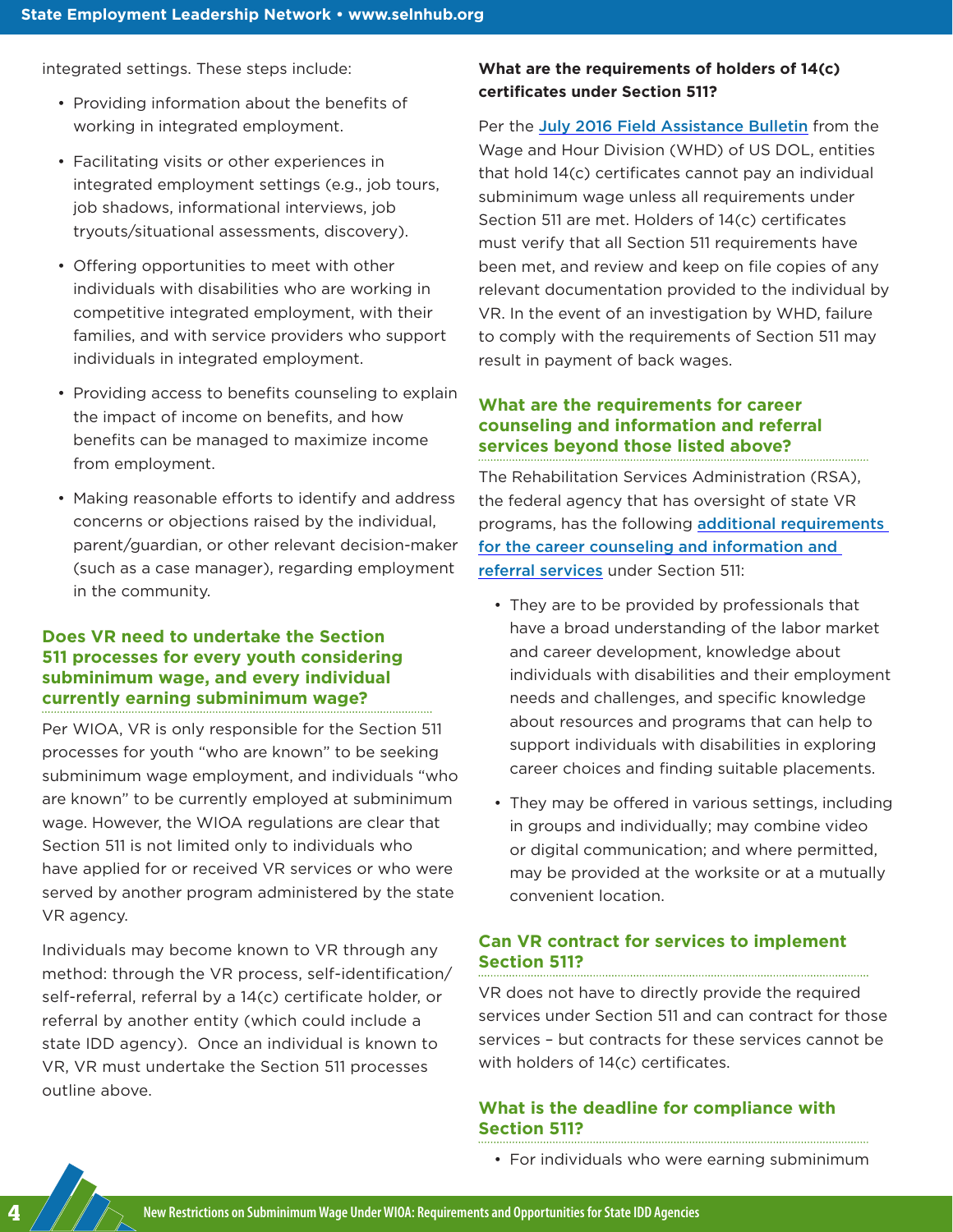integrated settings. These steps include:

- Providing information about the benefits of working in integrated employment.
- Facilitating visits or other experiences in integrated employment settings (e.g., job tours, job shadows, informational interviews, job tryouts/situational assessments, discovery).
- Offering opportunities to meet with other individuals with disabilities who are working in competitive integrated employment, with their families, and with service providers who support individuals in integrated employment.
- Providing access to benefits counseling to explain the impact of income on benefits, and how benefits can be managed to maximize income from employment.
- Making reasonable efforts to identify and address concerns or objections raised by the individual, parent/guardian, or other relevant decision-maker (such as a case manager), regarding employment in the community.

### Does VR need to undertake the Section 511 processes for every youth considering subminimum wage, and every individual currently earning subminimum wage?

Per WIOA, VR is only responsible for the Section 511 processes for youth "who are known" to be seeking subminimum wage employment, and individuals "who are known" to be currently employed at subminimum wage. However, the WIOA regulations are clear that Section 511 is not limited only to individuals who have applied for or received VR services or who were served by another program administered by the state VR agency.

Individuals may become known to VR through any method: through the VR process, self-identification/self-referral, referral by a 14(c) certificate holder, or referral by another entity (which could include a state IDD agency). Once an individual is known to VR, VR must undertake the Section 511 processes outline above.

**What are the requirements of holders of 14(c) certificates under Section 511?**

Per the July 2016 Field Assistance Bulletin from the Wage and Hour Division (WHD) of US DOL, entities that hold 14(c) certificates cannot pay an individual subminimum wage unless all requirements under Section 511 are met. Holders of 14(c) certificates must verify that all Section 511 requirements have been met, and review and keep on file copies of any relevant documentation provided to the individual by VR. In the event of an investigation by WHD, failure to comply with the requirements of Section 511 may result in payment of back wages.

### What are the requirements for career counseling and information and referral services beyond those listed above?

The Rehabilitation Services Administration (RSA), the federal agency that has oversight of state VR programs, has the following additional requirements for the career counseling and information and referral services under Section 511:

- They are to be provided by professionals that have a broad understanding of the labor market and career development, knowledge about individuals with disabilities and their employment needs and challenges, and specific knowledge about resources and programs that can help to support individuals with disabilities in exploring career choices and finding suitable placements.
- They may be offered in various settings, including in groups and individually; may combine video or digital communication; and where permitted, may be provided at the worksite or at a mutually convenient location.

### Can VR contract for services to implement Section 511?

VR does not have to directly provide the required services under Section 511 and can contract for those services – but contracts for these services cannot be with holders of 14(c) certificates.

### What is the deadline for compliance with Section 511?

- For individuals who were earning subminimum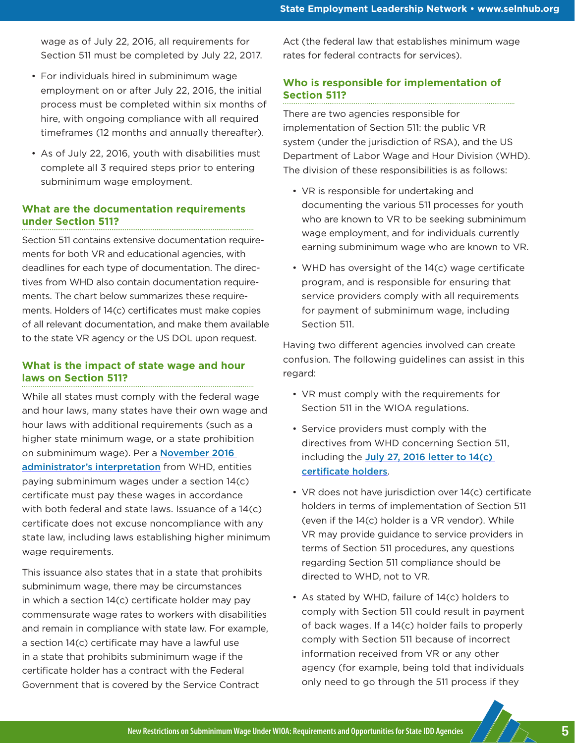wage as of July 22, 2016, all requirements for Section 511 must be completed by July 22, 2017.

- For individuals hired in subminimum wage employment on or after July 22, 2016, the initial process must be completed within six months of hire, with ongoing compliance with all required timeframes (12 months and annually thereafter).
- As of July 22, 2016, youth with disabilities must complete all 3 required steps prior to entering subminimum wage employment.

### What are the documentation requirements under Section 511?

Section 511 contains extensive documentation requirements for both VR and educational agencies, with deadlines for each type of documentation. The directives from WHD also contain documentation requirements. The chart below summarizes these requirements. Holders of 14(c) certificates must make copies of all relevant documentation, and make them available to the state VR agency or the US DOL upon request.

### What is the impact of state wage and hour laws on Section 511?

While all states must comply with the federal wage and hour laws, many states have their own wage and hour laws with additional requirements (such as a higher state minimum wage, or a state prohibition on subminimum wage). Per a [November 2016 administrator's interpretation]() from WHD, entities paying subminimum wages under a section 14(c) certificate must pay these wages in accordance with both federal and state laws. Issuance of a 14(c) certificate does not excuse noncompliance with any state law, including laws establishing higher minimum wage requirements.

This issuance also states that in a state that prohibits subminimum wage, there may be circumstances in which a section 14(c) certificate holder may pay commensurate wage rates to workers with disabilities and remain in compliance with state law. For example, a section 14(c) certificate may have a lawful use in a state that prohibits subminimum wage if the certificate holder has a contract with the Federal Government that is covered by the Service Contract Act (the federal law that establishes minimum wage rates for federal contracts for services).

### Who is responsible for implementation of Section 511?

There are two agencies responsible for implementation of Section 511: the public VR system (under the jurisdiction of RSA), and the US Department of Labor Wage and Hour Division (WHD). The division of these responsibilities is as follows:

- VR is responsible for undertaking and documenting the various 511 processes for youth who are known to VR to be seeking subminimum wage employment, and for individuals currently earning subminimum wage who are known to VR.
- WHD has oversight of the 14(c) wage certificate program, and is responsible for ensuring that service providers comply with all requirements for payment of subminimum wage, including Section 511.

Having two different agencies involved can create confusion. The following guidelines can assist in this regard:

- VR must comply with the requirements for Section 511 in the WIOA regulations.
- Service providers must comply with the directives from WHD concerning Section 511, including the [July 27, 2016 letter to 14(c) certificate holders]().
- VR does not have jurisdiction over 14(c) certificate holders in terms of implementation of Section 511 (even if the 14(c) holder is a VR vendor). While VR may provide guidance to service providers in terms of Section 511 procedures, any questions regarding Section 511 compliance should be directed to WHD, not to VR.
- As stated by WHD, failure of 14(c) holders to comply with Section 511 could result in payment of back wages. If a 14(c) holder fails to properly comply with Section 511 because of incorrect information received from VR or any other agency (for example, being told that individuals only need to go through the 511 process if they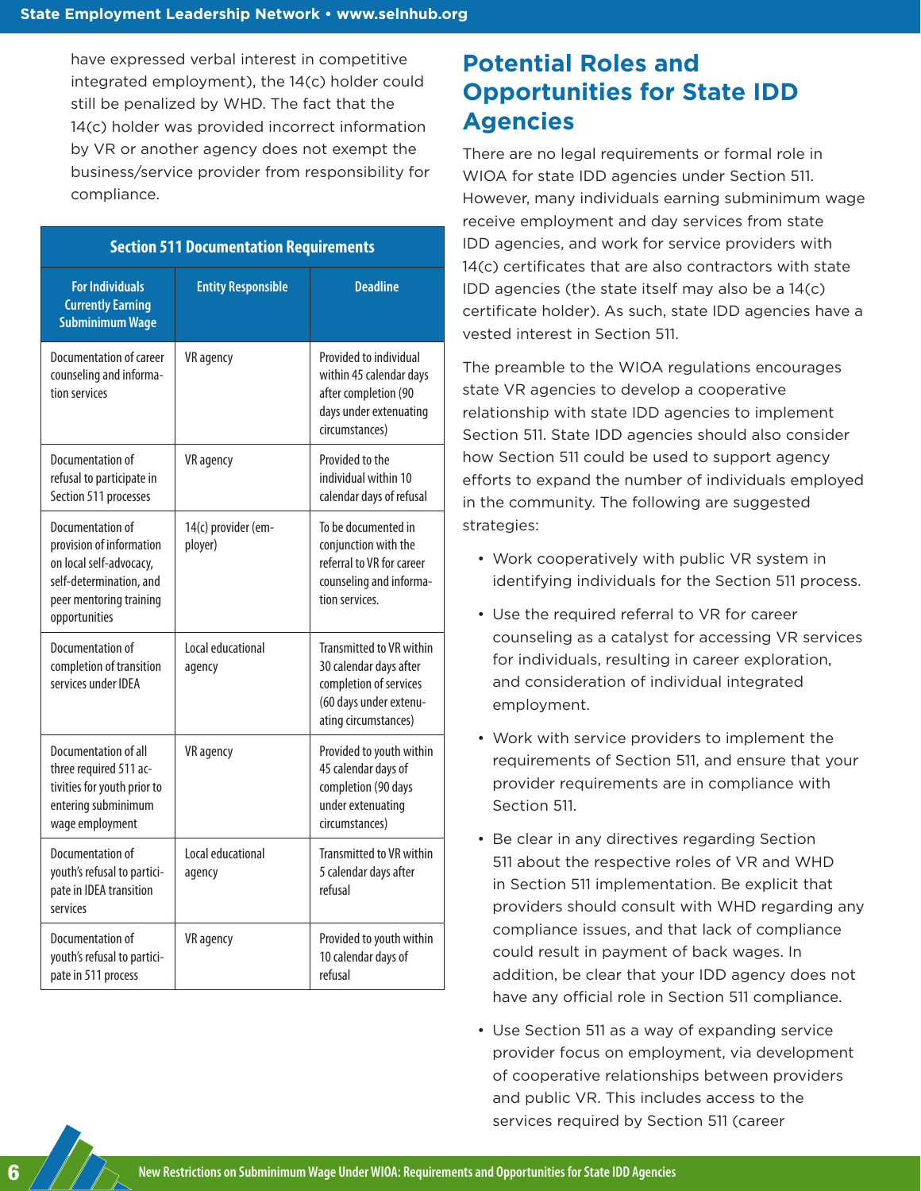have expressed verbal interest in competitive integrated employment), the 14(c) holder could still be penalized by WHD. The fact that the 14(c) holder was provided incorrect information by VR or another agency does not exempt the business/service provider from responsibility for compliance.

| Section 511 Documentation Requirements | | |
|---|---|---|
| **For Individuals Currently Earning Subminimum Wage** | **Entity Responsible** | **Deadline** |
| Documentation of career counseling and information services | VR agency | Provided to individual within 45 calendar days after completion (90 days under extenuating circumstances) |
| Documentation of refusal to participate in Section 511 processes | VR agency | Provided to the individual within 10 calendar days of refusal |
| Documentation of provision of information on local self-advocacy, self-determination, and peer mentoring training opportunities | 14(c) provider (employer) | To be documented in conjunction with the referral to VR for career counseling and information services. |
| Documentation of completion of transition services under IDEA | Local educational agency | Transmitted to VR within 30 calendar days after completion of services (60 days under extenuating circumstances) |
| Documentation of all three required 511 activities for youth prior to entering subminimum wage employment | VR agency | Provided to youth within 45 calendar days of completion (90 days under extenuating circumstances) |
| Documentation of youth's refusal to participate in IDEA transition services | Local educational agency | Transmitted to VR within 5 calendar days after refusal |
| Documentation of youth's refusal to participate in 511 process | VR agency | Provided to youth within 10 calendar days of refusal |

## Potential Roles and Opportunities for State IDD Agencies

There are no legal requirements or formal role in WIOA for state IDD agencies under Section 511. However, many individuals earning subminimum wage receive employment and day services from state IDD agencies, and work for service providers with 14(c) certificates that are also contractors with state IDD agencies (the state itself may also be a 14(c) certificate holder). As such, state IDD agencies have a vested interest in Section 511.

The preamble to the WIOA regulations encourages state VR agencies to develop a cooperative relationship with state IDD agencies to implement Section 511. State IDD agencies should also consider how Section 511 could be used to support agency efforts to expand the number of individuals employed in the community. The following are suggested strategies:

- Work cooperatively with public VR system in identifying individuals for the Section 511 process.
- Use the required referral to VR for career counseling as a catalyst for accessing VR services for individuals, resulting in career exploration, and consideration of individual integrated employment.
- Work with service providers to implement the requirements of Section 511, and ensure that your provider requirements are in compliance with Section 511.
- Be clear in any directives regarding Section 511 about the respective roles of VR and WHD in Section 511 implementation. Be explicit that providers should consult with WHD regarding any compliance issues, and that lack of compliance could result in payment of back wages. In addition, be clear that your IDD agency does not have any official role in Section 511 compliance.
- Use Section 511 as a way of expanding service provider focus on employment, via development of cooperative relationships between providers and public VR. This includes access to the services required by Section 511 (career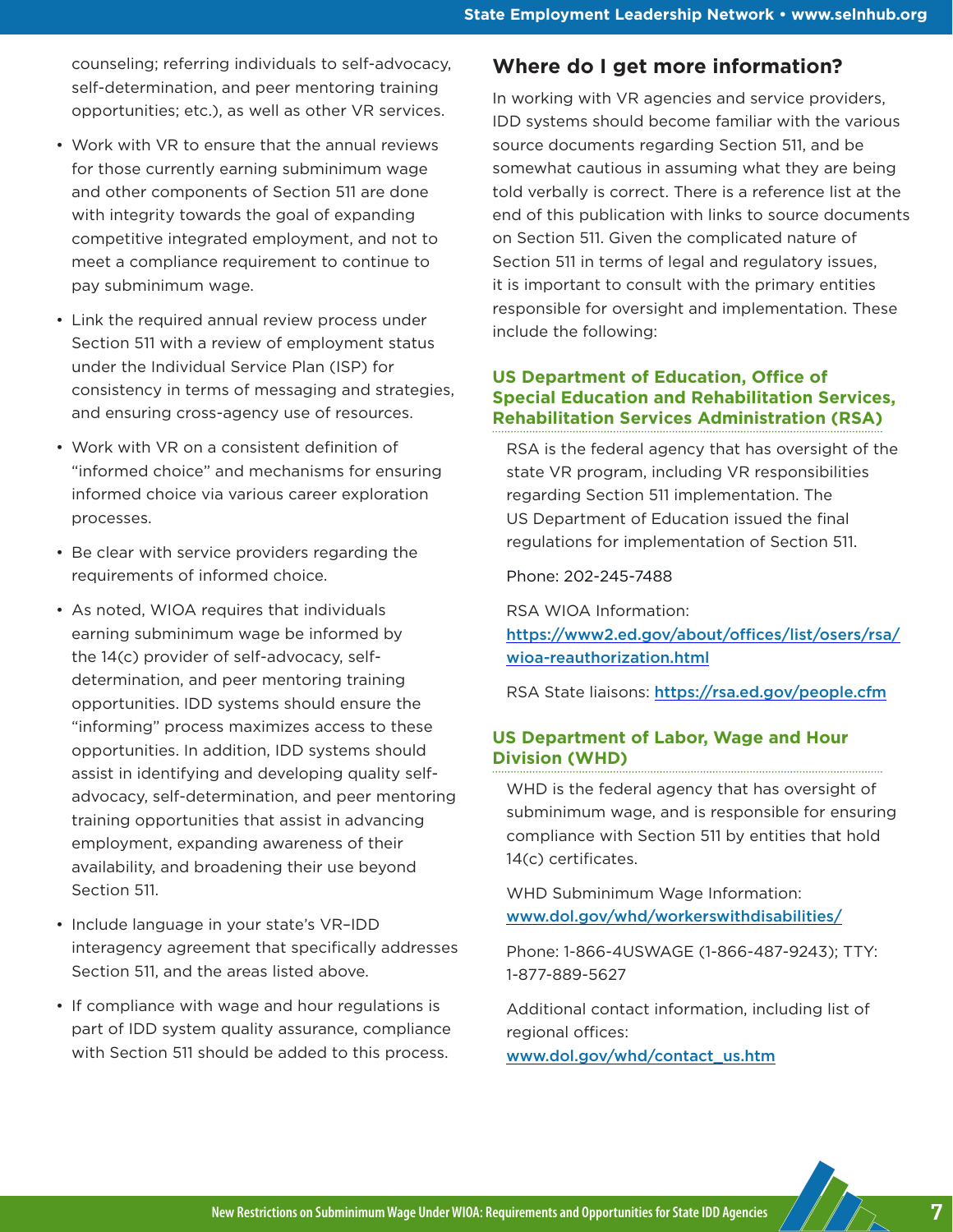counseling; referring individuals to self-advocacy, self-determination, and peer mentoring training opportunities; etc.), as well as other VR services.

- Work with VR to ensure that the annual reviews for those currently earning subminimum wage and other components of Section 511 are done with integrity towards the goal of expanding competitive integrated employment, and not to meet a compliance requirement to continue to pay subminimum wage.
- Link the required annual review process under Section 511 with a review of employment status under the Individual Service Plan (ISP) for consistency in terms of messaging and strategies, and ensuring cross-agency use of resources.
- Work with VR on a consistent definition of "informed choice" and mechanisms for ensuring informed choice via various career exploration processes.
- Be clear with service providers regarding the requirements of informed choice.
- As noted, WIOA requires that individuals earning subminimum wage be informed by the 14(c) provider of self-advocacy, self-determination, and peer mentoring training opportunities. IDD systems should ensure the "informing" process maximizes access to these opportunities. In addition, IDD systems should assist in identifying and developing quality self-advocacy, self-determination, and peer mentoring training opportunities that assist in advancing employment, expanding awareness of their availability, and broadening their use beyond Section 511.
- Include language in your state's VR–IDD interagency agreement that specifically addresses Section 511, and the areas listed above.
- If compliance with wage and hour regulations is part of IDD system quality assurance, compliance with Section 511 should be added to this process.

## Where do I get more information?

In working with VR agencies and service providers, IDD systems should become familiar with the various source documents regarding Section 511, and be somewhat cautious in assuming what they are being told verbally is correct. There is a reference list at the end of this publication with links to source documents on Section 511. Given the complicated nature of Section 511 in terms of legal and regulatory issues, it is important to consult with the primary entities responsible for oversight and implementation. These include the following:

### US Department of Education, Office of Special Education and Rehabilitation Services, Rehabilitation Services Administration (RSA)

RSA is the federal agency that has oversight of the state VR program, including VR responsibilities regarding Section 511 implementation. The US Department of Education issued the final regulations for implementation of Section 511.

Phone: 202-245-7488

RSA WIOA Information: https://www2.ed.gov/about/offices/list/osers/rsa/wioa-reauthorization.html

RSA State liaisons: https://rsa.ed.gov/people.cfm

### US Department of Labor, Wage and Hour Division (WHD)

WHD is the federal agency that has oversight of subminimum wage, and is responsible for ensuring compliance with Section 511 by entities that hold 14(c) certificates.

WHD Subminimum Wage Information: www.dol.gov/whd/workerswithdisabilities/

Phone: 1-866-4USWAGE (1-866-487-9243); TTY: 1-877-889-5627

Additional contact information, including list of regional offices: www.dol.gov/whd/contact_us.htm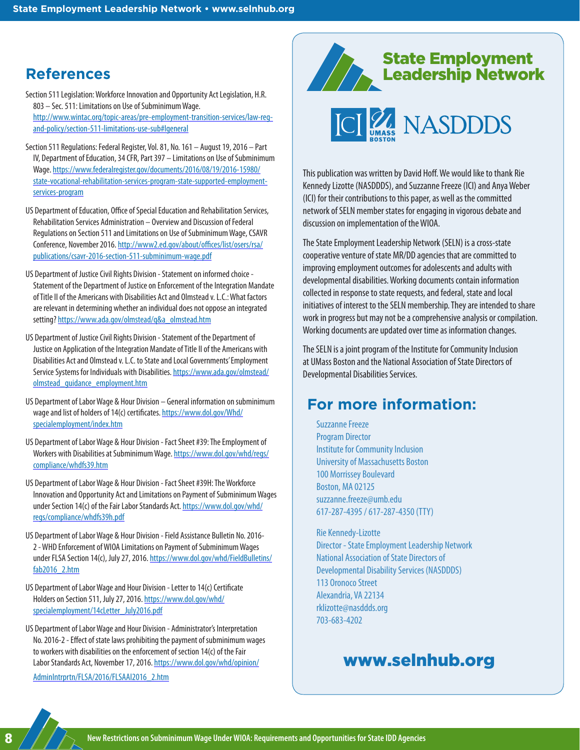## References

Section 511 Legislation: Workforce Innovation and Opportunity Act Legislation, H.R. 803 – Sec. 511: Limitations on Use of Subminimum Wage. http://www.wintac.org/topic-areas/pre-employment-transition-services/law-reg-and-policy/section-511-limitations-use-sub#lgeneral

Section 511 Regulations: Federal Register, Vol. 81, No. 161 – August 19, 2016 – Part IV, Department of Education, 34 CFR, Part 397 – Limitations on Use of Subminimum Wage. https://www.federalregister.gov/documents/2016/08/19/2016-15980/state-vocational-rehabilitation-services-program-state-supported-employment-services-program

US Department of Education, Office of Special Education and Rehabilitation Services, Rehabilitation Services Administration – Overview and Discussion of Federal Regulations on Section 511 and Limitations on Use of Subminimum Wage, CSAVR Conference, November 2016. http://www2.ed.gov/about/offices/list/osers/rsa/publications/csavr-2016-section-511-subminimum-wage.pdf

US Department of Justice Civil Rights Division - Statement on informed choice - Statement of the Department of Justice on Enforcement of the Integration Mandate of Title II of the Americans with Disabilities Act and Olmstead v. L.C.: What factors are relevant in determining whether an individual does not oppose an integrated setting? https://www.ada.gov/olmstead/q&a_olmstead.htm

US Department of Justice Civil Rights Division - Statement of the Department of Justice on Application of the Integration Mandate of Title II of the Americans with Disabilities Act and Olmstead v. L.C. to State and Local Governments' Employment Service Systems for Individuals with Disabilities. https://www.ada.gov/olmstead/olmstead_guidance_employment.htm

US Department of Labor Wage & Hour Division – General information on subminimum wage and list of holders of 14(c) certificates. https://www.dol.gov/Whd/specialemployment/index.htm

US Department of Labor Wage & Hour Division - Fact Sheet #39: The Employment of Workers with Disabilities at Subminimum Wage. https://www.dol.gov/whd/regs/compliance/whdfs39.htm

US Department of Labor Wage & Hour Division - Fact Sheet #39H: The Workforce Innovation and Opportunity Act and Limitations on Payment of Subminimum Wages under Section 14(c) of the Fair Labor Standards Act. https://www.dol.gov/whd/regs/compliance/whdfs39h.pdf

US Department of Labor Wage & Hour Division - Field Assistance Bulletin No. 2016-2 - WHD Enforcement of WIOA Limitations on Payment of Subminimum Wages under FLSA Section 14(c), July 27, 2016. https://www.dol.gov/whd/FieldBulletins/fab2016_2.htm

US Department of Labor Wage and Hour Division - Letter to 14(c) Certificate Holders on Section 511, July 27, 2016. https://www.dol.gov/whd/specialemployment/14cLetter_July2016.pdf

US Department of Labor Wage and Hour Division - Administrator's Interpretation No. 2016-2 - Effect of state laws prohibiting the payment of subminimum wages to workers with disabilities on the enforcement of section 14(c) of the Fair Labor Standards Act, November 17, 2016. https://www.dol.gov/whd/opinion/AdminIntrprtn/FLSA/2016/FLSAAI2016_2.htm

**State Employment Leadership Network**

ICI UMASS BOSTON NASDDDS

This publication was written by David Hoff. We would like to thank Rie Kennedy Lizotte (NASDDDS), and Suzzanne Freeze (ICI) and Anya Weber (ICI) for their contributions to this paper, as well as the committed network of SELN member states for engaging in vigorous debate and discussion on implementation of the WIOA.

The State Employment Leadership Network (SELN) is a cross-state cooperative venture of state MR/DD agencies that are committed to improving employment outcomes for adolescents and adults with developmental disabilities. Working documents contain information collected in response to state requests, and federal, state and local initiatives of interest to the SELN membership. They are intended to share work in progress but may not be a comprehensive analysis or compilation. Working documents are updated over time as information changes.

The SELN is a joint program of the Institute for Community Inclusion at UMass Boston and the National Association of State Directors of Developmental Disabilities Services.

## For more information:

Suzzanne Freeze
Program Director
Institute for Community Inclusion
University of Massachusetts Boston
100 Morrissey Boulevard
Boston, MA 02125
suzzanne.freeze@umb.edu
617-287-4395 / 617-287-4350 (TTY)

Rie Kennedy-Lizotte
Director - State Employment Leadership Network
National Association of State Directors of Developmental Disability Services (NASDDDS)
113 Oronoco Street
Alexandria, VA 22134
rklizotte@nasddds.org
703-683-4202

**www.selnhub.org**